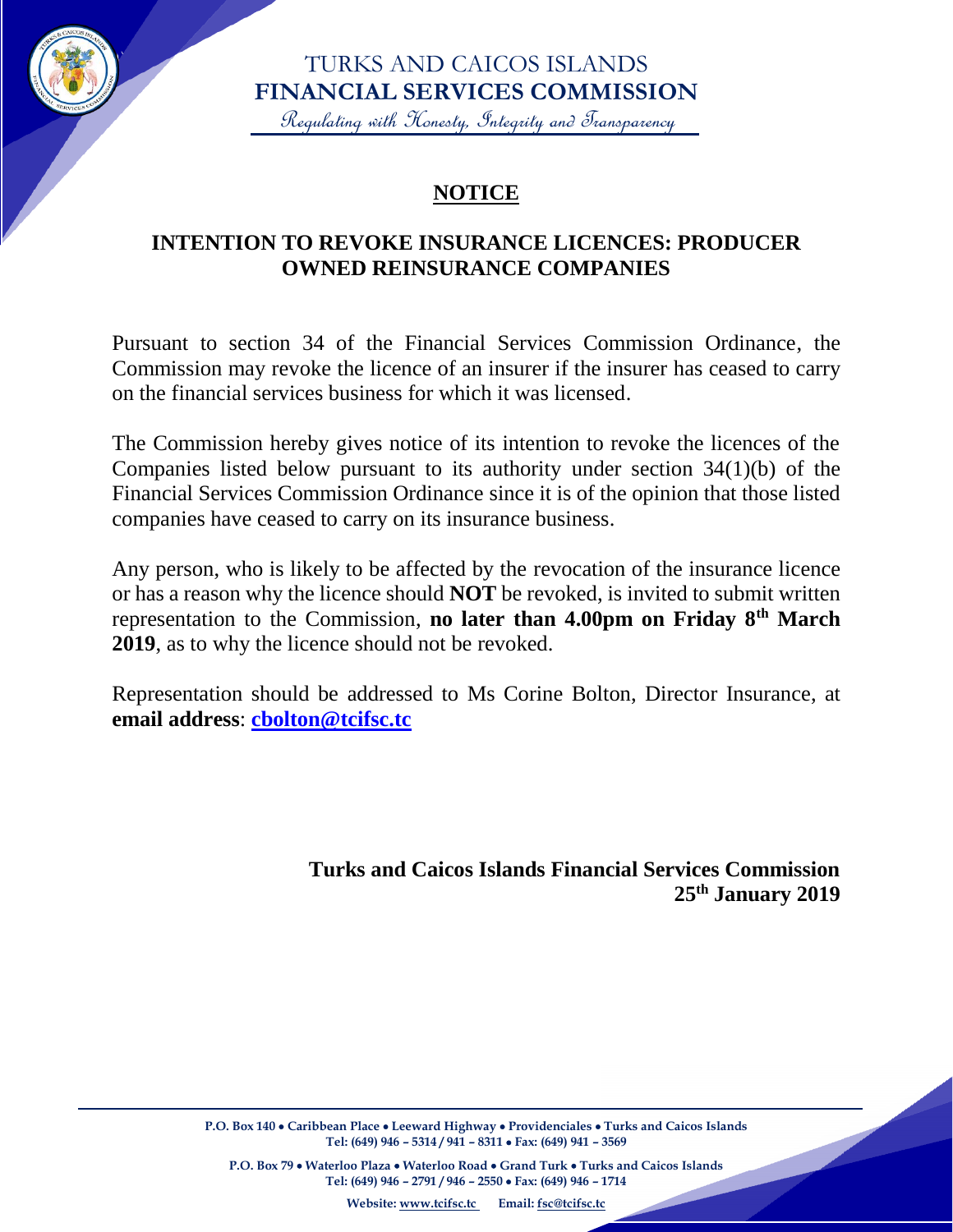# TURKS AND CAICOS ISLANDS
# FINANCIAL SERVICES COMMISSION

*Regulating with Honesty, Integrity and Transparency*

## NOTICE

## INTENTION TO REVOKE INSURANCE LICENCES: PRODUCER OWNED REINSURANCE COMPANIES

Pursuant to section 34 of the Financial Services Commission Ordinance, the Commission may revoke the licence of an insurer if the insurer has ceased to carry on the financial services business for which it was licensed.

The Commission hereby gives notice of its intention to revoke the licences of the Companies listed below pursuant to its authority under section 34(1)(b) of the Financial Services Commission Ordinance since it is of the opinion that those listed companies have ceased to carry on its insurance business.

Any person, who is likely to be affected by the revocation of the insurance licence or has a reason why the licence should **NOT** be revoked, is invited to submit written representation to the Commission, **no later than 4.00pm on Friday 8th March 2019**, as to why the licence should not be revoked.

Representation should be addressed to Ms Corine Bolton, Director Insurance, at **email address**: **cbolton@tcifsc.tc**

**Turks and Caicos Islands Financial Services Commission**
**25th January 2019**

P.O. Box 140 • Caribbean Place • Leeward Highway • Providenciales • Turks and Caicos Islands
Tel: (649) 946 – 5314 / 941 – 8311 • Fax: (649) 941 – 3569

P.O. Box 79 • Waterloo Plaza • Waterloo Road • Grand Turk • Turks and Caicos Islands
Tel: (649) 946 – 2791 / 946 – 2550 • Fax: (649) 946 – 1714

Website: www.tcifsc.tc Email: fsc@tcifsc.tc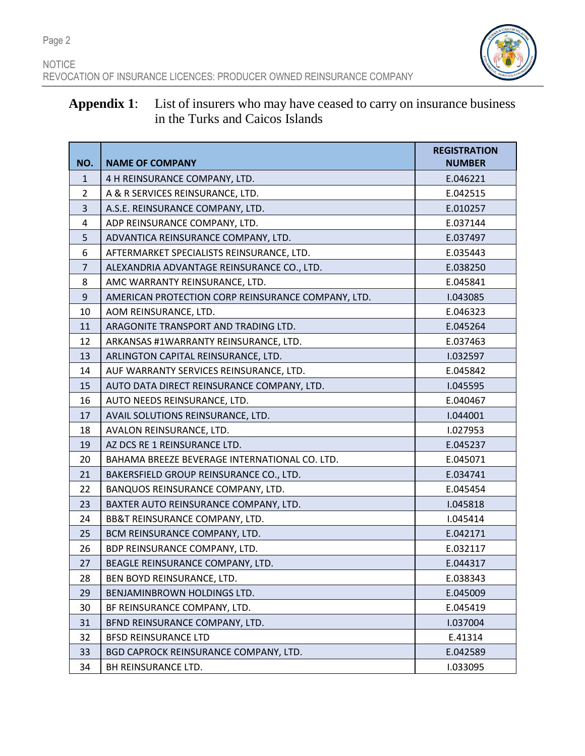**Appendix 1**: List of insurers who may have ceased to carry on insurance business in the Turks and Caicos Islands

| NO. | NAME OF COMPANY | REGISTRATION NUMBER |
|---|---|---|
| 1 | 4 H REINSURANCE COMPANY, LTD. | E.046221 |
| 2 | A & R SERVICES REINSURANCE, LTD. | E.042515 |
| 3 | A.S.E. REINSURANCE COMPANY, LTD. | E.010257 |
| 4 | ADP REINSURANCE COMPANY, LTD. | E.037144 |
| 5 | ADVANTICA REINSURANCE COMPANY, LTD. | E.037497 |
| 6 | AFTERMARKET SPECIALISTS REINSURANCE, LTD. | E.035443 |
| 7 | ALEXANDRIA ADVANTAGE REINSURANCE CO., LTD. | E.038250 |
| 8 | AMC WARRANTY REINSURANCE, LTD. | E.045841 |
| 9 | AMERICAN PROTECTION CORP REINSURANCE COMPANY, LTD. | I.043085 |
| 10 | AOM REINSURANCE, LTD. | E.046323 |
| 11 | ARAGONITE TRANSPORT AND TRADING LTD. | E.045264 |
| 12 | ARKANSAS #1WARRANTY REINSURANCE, LTD. | E.037463 |
| 13 | ARLINGTON CAPITAL REINSURANCE, LTD. | I.032597 |
| 14 | AUF WARRANTY SERVICES REINSURANCE, LTD. | E.045842 |
| 15 | AUTO DATA DIRECT REINSURANCE COMPANY, LTD. | I.045595 |
| 16 | AUTO NEEDS REINSURANCE, LTD. | E.040467 |
| 17 | AVAIL SOLUTIONS REINSURANCE, LTD. | I.044001 |
| 18 | AVALON REINSURANCE, LTD. | I.027953 |
| 19 | AZ DCS RE 1 REINSURANCE LTD. | E.045237 |
| 20 | BAHAMA BREEZE BEVERAGE INTERNATIONAL CO. LTD. | E.045071 |
| 21 | BAKERSFIELD GROUP REINSURANCE CO., LTD. | E.034741 |
| 22 | BANQUOS REINSURANCE COMPANY, LTD. | E.045454 |
| 23 | BAXTER AUTO REINSURANCE COMPANY, LTD. | I.045818 |
| 24 | BB&T REINSURANCE COMPANY, LTD. | I.045414 |
| 25 | BCM REINSURANCE COMPANY, LTD. | E.042171 |
| 26 | BDP REINSURANCE COMPANY, LTD. | E.032117 |
| 27 | BEAGLE REINSURANCE COMPANY, LTD. | E.044317 |
| 28 | BEN BOYD REINSURANCE, LTD. | E.038343 |
| 29 | BENJAMINBROWN HOLDINGS LTD. | E.045009 |
| 30 | BF REINSURANCE COMPANY, LTD. | E.045419 |
| 31 | BFND REINSURANCE COMPANY, LTD. | I.037004 |
| 32 | BFSD REINSURANCE LTD | E.41314 |
| 33 | BGD CAPROCK REINSURANCE COMPANY, LTD. | E.042589 |
| 34 | BH REINSURANCE LTD. | I.033095 |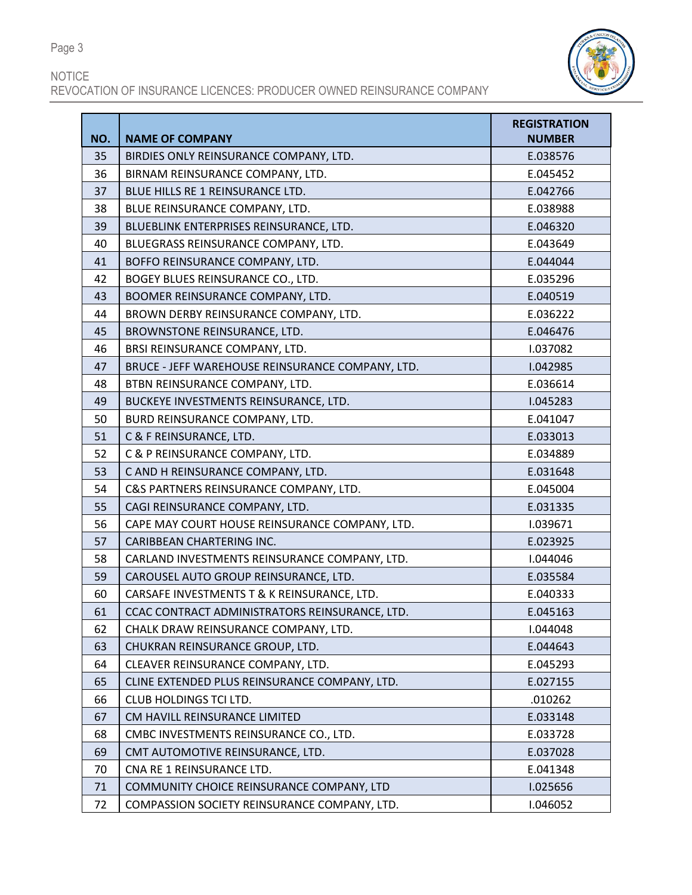| NO. | NAME OF COMPANY | REGISTRATION NUMBER |
|---|---|---|
| 35 | BIRDIES ONLY REINSURANCE COMPANY, LTD. | E.038576 |
| 36 | BIRNAM REINSURANCE COMPANY, LTD. | E.045452 |
| 37 | BLUE HILLS RE 1 REINSURANCE LTD. | E.042766 |
| 38 | BLUE REINSURANCE COMPANY, LTD. | E.038988 |
| 39 | BLUEBLINK ENTERPRISES REINSURANCE, LTD. | E.046320 |
| 40 | BLUEGRASS REINSURANCE COMPANY, LTD. | E.043649 |
| 41 | BOFFO REINSURANCE COMPANY, LTD. | E.044044 |
| 42 | BOGEY BLUES REINSURANCE CO., LTD. | E.035296 |
| 43 | BOOMER REINSURANCE COMPANY, LTD. | E.040519 |
| 44 | BROWN DERBY REINSURANCE COMPANY, LTD. | E.036222 |
| 45 | BROWNSTONE REINSURANCE, LTD. | E.046476 |
| 46 | BRSI REINSURANCE COMPANY, LTD. | I.037082 |
| 47 | BRUCE - JEFF WAREHOUSE REINSURANCE COMPANY, LTD. | I.042985 |
| 48 | BTBN REINSURANCE COMPANY, LTD. | E.036614 |
| 49 | BUCKEYE INVESTMENTS REINSURANCE, LTD. | I.045283 |
| 50 | BURD REINSURANCE COMPANY, LTD. | E.041047 |
| 51 | C & F REINSURANCE, LTD. | E.033013 |
| 52 | C & P REINSURANCE COMPANY, LTD. | E.034889 |
| 53 | C AND H REINSURANCE COMPANY, LTD. | E.031648 |
| 54 | C&S PARTNERS REINSURANCE COMPANY, LTD. | E.045004 |
| 55 | CAGI REINSURANCE COMPANY, LTD. | E.031335 |
| 56 | CAPE MAY COURT HOUSE REINSURANCE COMPANY, LTD. | I.039671 |
| 57 | CARIBBEAN CHARTERING INC. | E.023925 |
| 58 | CARLAND INVESTMENTS REINSURANCE COMPANY, LTD. | I.044046 |
| 59 | CAROUSEL AUTO GROUP REINSURANCE, LTD. | E.035584 |
| 60 | CARSAFE INVESTMENTS T & K REINSURANCE, LTD. | E.040333 |
| 61 | CCAC CONTRACT ADMINISTRATORS REINSURANCE, LTD. | E.045163 |
| 62 | CHALK DRAW REINSURANCE COMPANY, LTD. | I.044048 |
| 63 | CHUKRAN REINSURANCE GROUP, LTD. | E.044643 |
| 64 | CLEAVER REINSURANCE COMPANY, LTD. | E.045293 |
| 65 | CLINE EXTENDED PLUS REINSURANCE COMPANY, LTD. | E.027155 |
| 66 | CLUB HOLDINGS TCI LTD. | .010262 |
| 67 | CM HAVILL REINSURANCE LIMITED | E.033148 |
| 68 | CMBC INVESTMENTS REINSURANCE CO., LTD. | E.033728 |
| 69 | CMT AUTOMOTIVE REINSURANCE, LTD. | E.037028 |
| 70 | CNA RE 1 REINSURANCE LTD. | E.041348 |
| 71 | COMMUNITY CHOICE REINSURANCE COMPANY, LTD | I.025656 |
| 72 | COMPASSION SOCIETY REINSURANCE COMPANY, LTD. | I.046052 |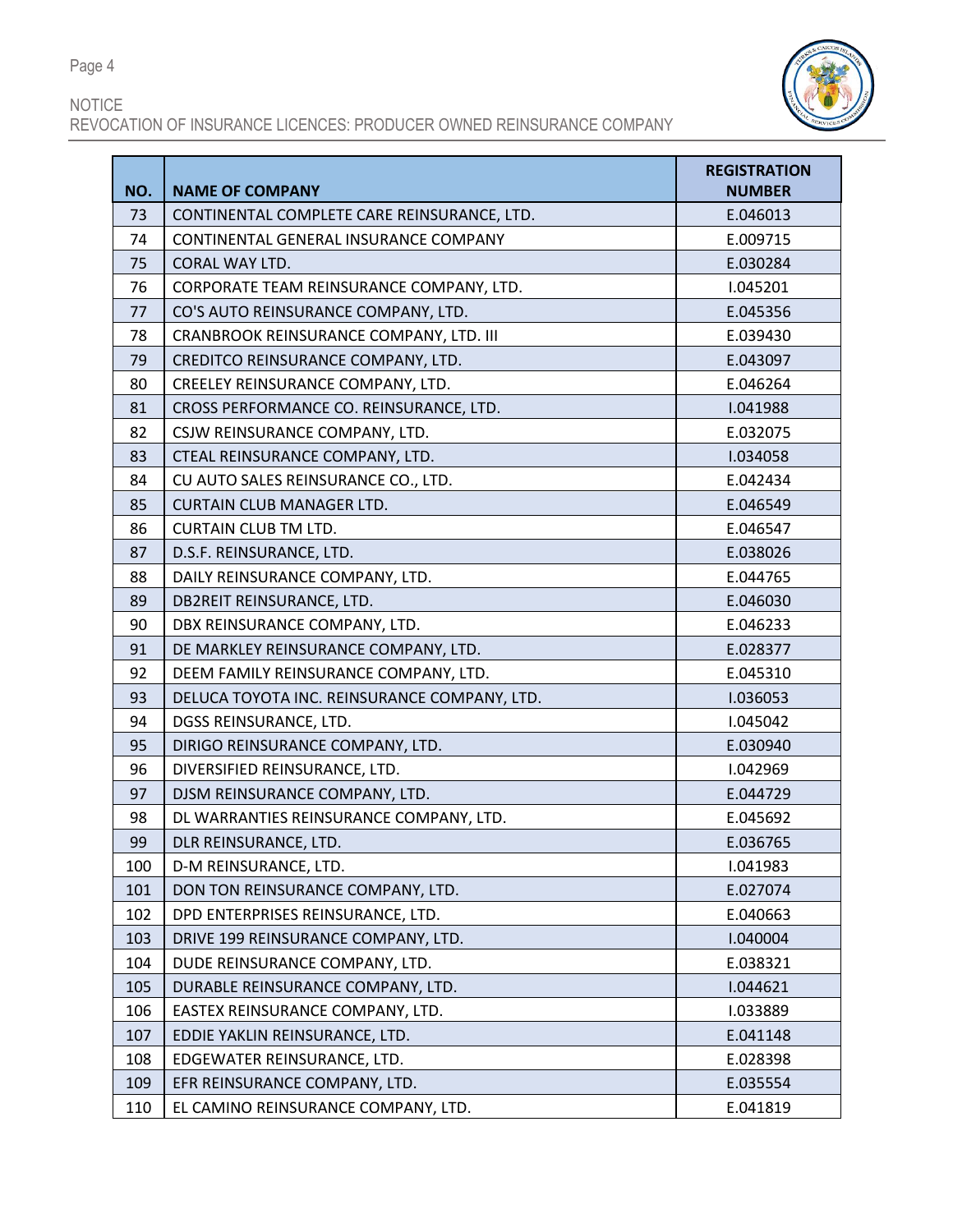| NO. | NAME OF COMPANY | REGISTRATION NUMBER |
|---|---|---|
| 73 | CONTINENTAL COMPLETE CARE REINSURANCE, LTD. | E.046013 |
| 74 | CONTINENTAL GENERAL INSURANCE COMPANY | E.009715 |
| 75 | CORAL WAY LTD. | E.030284 |
| 76 | CORPORATE TEAM REINSURANCE COMPANY, LTD. | I.045201 |
| 77 | CO'S AUTO REINSURANCE COMPANY, LTD. | E.045356 |
| 78 | CRANBROOK REINSURANCE COMPANY, LTD. III | E.039430 |
| 79 | CREDITCO REINSURANCE COMPANY, LTD. | E.043097 |
| 80 | CREELEY REINSURANCE COMPANY, LTD. | E.046264 |
| 81 | CROSS PERFORMANCE CO. REINSURANCE, LTD. | I.041988 |
| 82 | CSJW REINSURANCE COMPANY, LTD. | E.032075 |
| 83 | CTEAL REINSURANCE COMPANY, LTD. | I.034058 |
| 84 | CU AUTO SALES REINSURANCE CO., LTD. | E.042434 |
| 85 | CURTAIN CLUB MANAGER LTD. | E.046549 |
| 86 | CURTAIN CLUB TM LTD. | E.046547 |
| 87 | D.S.F. REINSURANCE, LTD. | E.038026 |
| 88 | DAILY REINSURANCE COMPANY, LTD. | E.044765 |
| 89 | DB2REIT REINSURANCE, LTD. | E.046030 |
| 90 | DBX REINSURANCE COMPANY, LTD. | E.046233 |
| 91 | DE MARKLEY REINSURANCE COMPANY, LTD. | E.028377 |
| 92 | DEEM FAMILY REINSURANCE COMPANY, LTD. | E.045310 |
| 93 | DELUCA TOYOTA INC. REINSURANCE COMPANY, LTD. | I.036053 |
| 94 | DGSS REINSURANCE, LTD. | I.045042 |
| 95 | DIRIGO REINSURANCE COMPANY, LTD. | E.030940 |
| 96 | DIVERSIFIED REINSURANCE, LTD. | I.042969 |
| 97 | DJSM REINSURANCE COMPANY, LTD. | E.044729 |
| 98 | DL WARRANTIES REINSURANCE COMPANY, LTD. | E.045692 |
| 99 | DLR REINSURANCE, LTD. | E.036765 |
| 100 | D-M REINSURANCE, LTD. | I.041983 |
| 101 | DON TON REINSURANCE COMPANY, LTD. | E.027074 |
| 102 | DPD ENTERPRISES REINSURANCE, LTD. | E.040663 |
| 103 | DRIVE 199 REINSURANCE COMPANY, LTD. | I.040004 |
| 104 | DUDE REINSURANCE COMPANY, LTD. | E.038321 |
| 105 | DURABLE REINSURANCE COMPANY, LTD. | I.044621 |
| 106 | EASTEX REINSURANCE COMPANY, LTD. | I.033889 |
| 107 | EDDIE YAKLIN REINSURANCE, LTD. | E.041148 |
| 108 | EDGEWATER REINSURANCE, LTD. | E.028398 |
| 109 | EFR REINSURANCE COMPANY, LTD. | E.035554 |
| 110 | EL CAMINO REINSURANCE COMPANY, LTD. | E.041819 |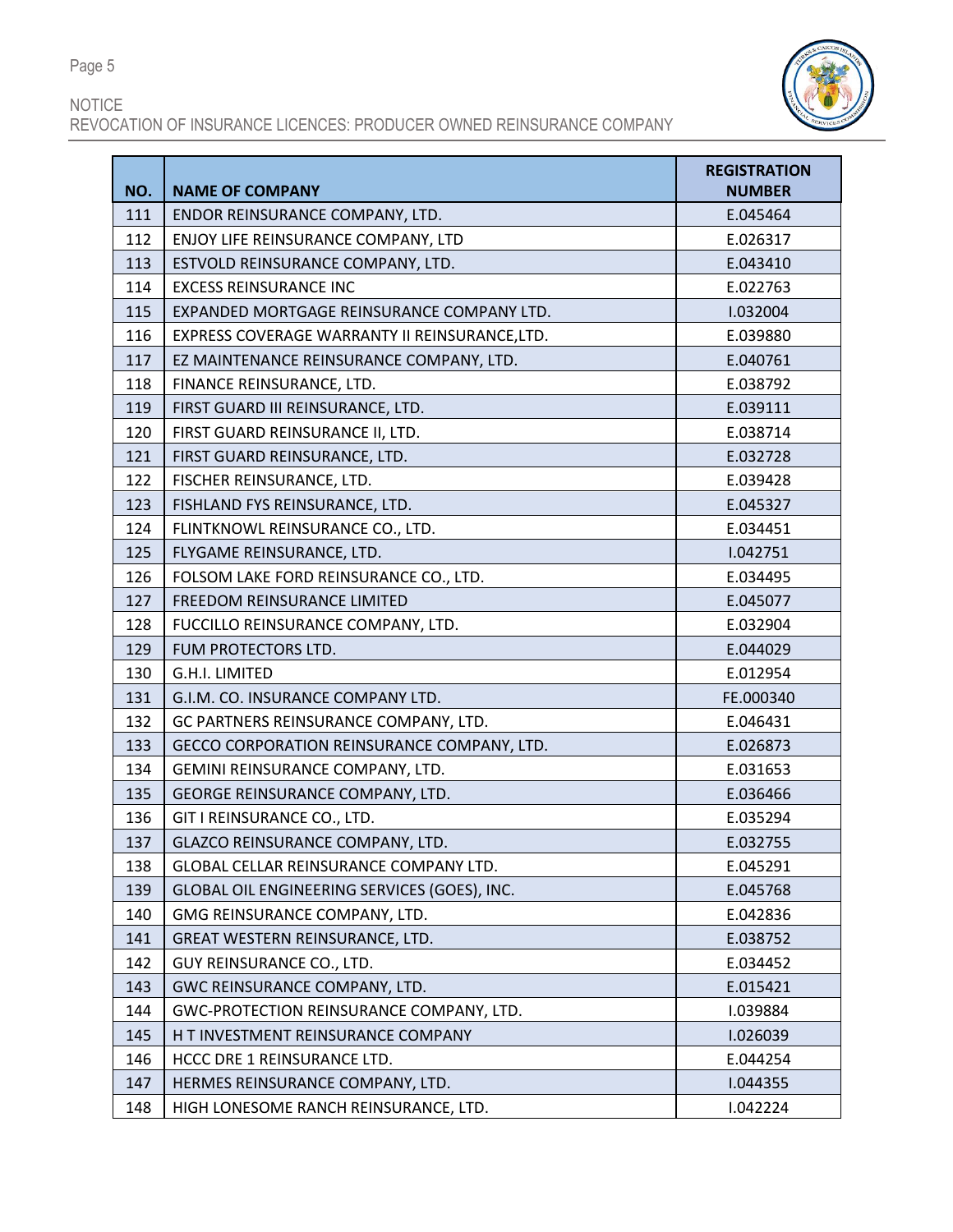| NO. | NAME OF COMPANY | REGISTRATION NUMBER |
|---|---|---|
| 111 | ENDOR REINSURANCE COMPANY, LTD. | E.045464 |
| 112 | ENJOY LIFE REINSURANCE COMPANY, LTD | E.026317 |
| 113 | ESTVOLD REINSURANCE COMPANY, LTD. | E.043410 |
| 114 | EXCESS REINSURANCE INC | E.022763 |
| 115 | EXPANDED MORTGAGE REINSURANCE COMPANY LTD. | I.032004 |
| 116 | EXPRESS COVERAGE WARRANTY II REINSURANCE,LTD. | E.039880 |
| 117 | EZ MAINTENANCE REINSURANCE COMPANY, LTD. | E.040761 |
| 118 | FINANCE REINSURANCE, LTD. | E.038792 |
| 119 | FIRST GUARD III REINSURANCE, LTD. | E.039111 |
| 120 | FIRST GUARD REINSURANCE II, LTD. | E.038714 |
| 121 | FIRST GUARD REINSURANCE, LTD. | E.032728 |
| 122 | FISCHER REINSURANCE, LTD. | E.039428 |
| 123 | FISHLAND FYS REINSURANCE, LTD. | E.045327 |
| 124 | FLINTKNOWL REINSURANCE CO., LTD. | E.034451 |
| 125 | FLYGAME REINSURANCE, LTD. | I.042751 |
| 126 | FOLSOM LAKE FORD REINSURANCE CO., LTD. | E.034495 |
| 127 | FREEDOM REINSURANCE LIMITED | E.045077 |
| 128 | FUCCILLO REINSURANCE COMPANY, LTD. | E.032904 |
| 129 | FUM PROTECTORS LTD. | E.044029 |
| 130 | G.H.I. LIMITED | E.012954 |
| 131 | G.I.M. CO. INSURANCE COMPANY LTD. | FE.000340 |
| 132 | GC PARTNERS REINSURANCE COMPANY, LTD. | E.046431 |
| 133 | GECCO CORPORATION REINSURANCE COMPANY, LTD. | E.026873 |
| 134 | GEMINI REINSURANCE COMPANY, LTD. | E.031653 |
| 135 | GEORGE REINSURANCE COMPANY, LTD. | E.036466 |
| 136 | GIT I REINSURANCE CO., LTD. | E.035294 |
| 137 | GLAZCO REINSURANCE COMPANY, LTD. | E.032755 |
| 138 | GLOBAL CELLAR REINSURANCE COMPANY LTD. | E.045291 |
| 139 | GLOBAL OIL ENGINEERING SERVICES (GOES), INC. | E.045768 |
| 140 | GMG REINSURANCE COMPANY, LTD. | E.042836 |
| 141 | GREAT WESTERN REINSURANCE, LTD. | E.038752 |
| 142 | GUY REINSURANCE CO., LTD. | E.034452 |
| 143 | GWC REINSURANCE COMPANY, LTD. | E.015421 |
| 144 | GWC-PROTECTION REINSURANCE COMPANY, LTD. | I.039884 |
| 145 | H T INVESTMENT REINSURANCE COMPANY | I.026039 |
| 146 | HCCC DRE 1 REINSURANCE LTD. | E.044254 |
| 147 | HERMES REINSURANCE COMPANY, LTD. | I.044355 |
| 148 | HIGH LONESOME RANCH REINSURANCE, LTD. | I.042224 |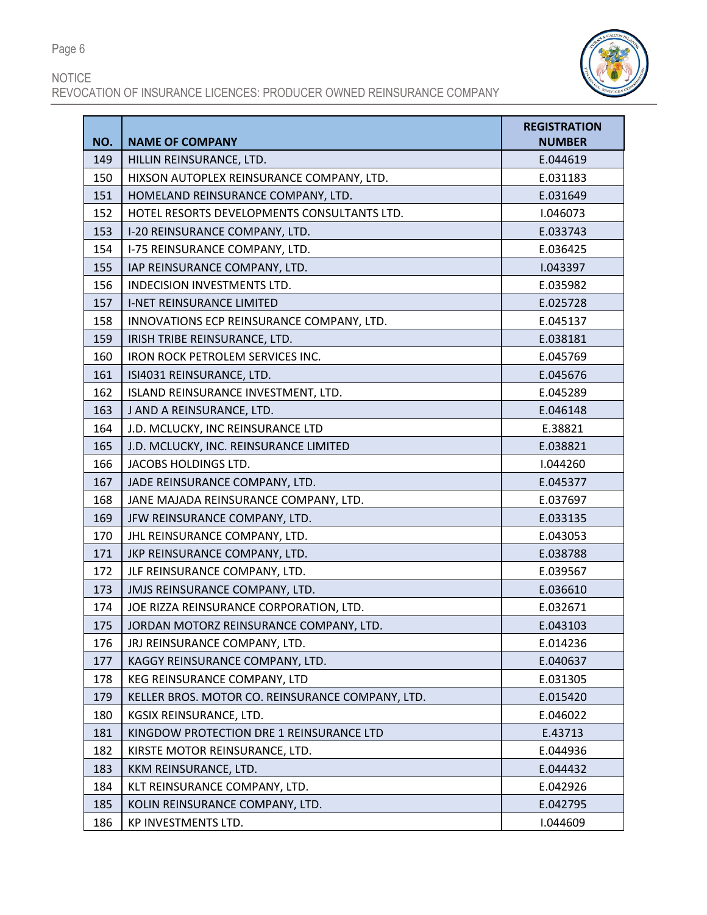| NO. | NAME OF COMPANY | REGISTRATION NUMBER |
|---|---|---|
| 149 | HILLIN REINSURANCE, LTD. | E.044619 |
| 150 | HIXSON AUTOPLEX REINSURANCE COMPANY, LTD. | E.031183 |
| 151 | HOMELAND REINSURANCE COMPANY, LTD. | E.031649 |
| 152 | HOTEL RESORTS DEVELOPMENTS CONSULTANTS LTD. | I.046073 |
| 153 | I-20 REINSURANCE COMPANY, LTD. | E.033743 |
| 154 | I-75 REINSURANCE COMPANY, LTD. | E.036425 |
| 155 | IAP REINSURANCE COMPANY, LTD. | I.043397 |
| 156 | INDECISION INVESTMENTS LTD. | E.035982 |
| 157 | I-NET REINSURANCE LIMITED | E.025728 |
| 158 | INNOVATIONS ECP REINSURANCE COMPANY, LTD. | E.045137 |
| 159 | IRISH TRIBE REINSURANCE, LTD. | E.038181 |
| 160 | IRON ROCK PETROLEM SERVICES INC. | E.045769 |
| 161 | ISI4031 REINSURANCE, LTD. | E.045676 |
| 162 | ISLAND REINSURANCE INVESTMENT, LTD. | E.045289 |
| 163 | J AND A REINSURANCE, LTD. | E.046148 |
| 164 | J.D. MCLUCKY, INC REINSURANCE LTD | E.38821 |
| 165 | J.D. MCLUCKY, INC. REINSURANCE LIMITED | E.038821 |
| 166 | JACOBS HOLDINGS LTD. | I.044260 |
| 167 | JADE REINSURANCE COMPANY, LTD. | E.045377 |
| 168 | JANE MAJADA REINSURANCE COMPANY, LTD. | E.037697 |
| 169 | JFW REINSURANCE COMPANY, LTD. | E.033135 |
| 170 | JHL REINSURANCE COMPANY, LTD. | E.043053 |
| 171 | JKP REINSURANCE COMPANY, LTD. | E.038788 |
| 172 | JLF REINSURANCE COMPANY, LTD. | E.039567 |
| 173 | JMJS REINSURANCE COMPANY, LTD. | E.036610 |
| 174 | JOE RIZZA REINSURANCE CORPORATION, LTD. | E.032671 |
| 175 | JORDAN MOTORZ REINSURANCE COMPANY, LTD. | E.043103 |
| 176 | JRJ REINSURANCE COMPANY, LTD. | E.014236 |
| 177 | KAGGY REINSURANCE COMPANY, LTD. | E.040637 |
| 178 | KEG REINSURANCE COMPANY, LTD | E.031305 |
| 179 | KELLER BROS. MOTOR CO. REINSURANCE COMPANY, LTD. | E.015420 |
| 180 | KGSIX REINSURANCE, LTD. | E.046022 |
| 181 | KINGDOW PROTECTION DRE 1 REINSURANCE LTD | E.43713 |
| 182 | KIRSTE MOTOR REINSURANCE, LTD. | E.044936 |
| 183 | KKM REINSURANCE, LTD. | E.044432 |
| 184 | KLT REINSURANCE COMPANY, LTD. | E.042926 |
| 185 | KOLIN REINSURANCE COMPANY, LTD. | E.042795 |
| 186 | KP INVESTMENTS LTD. | I.044609 |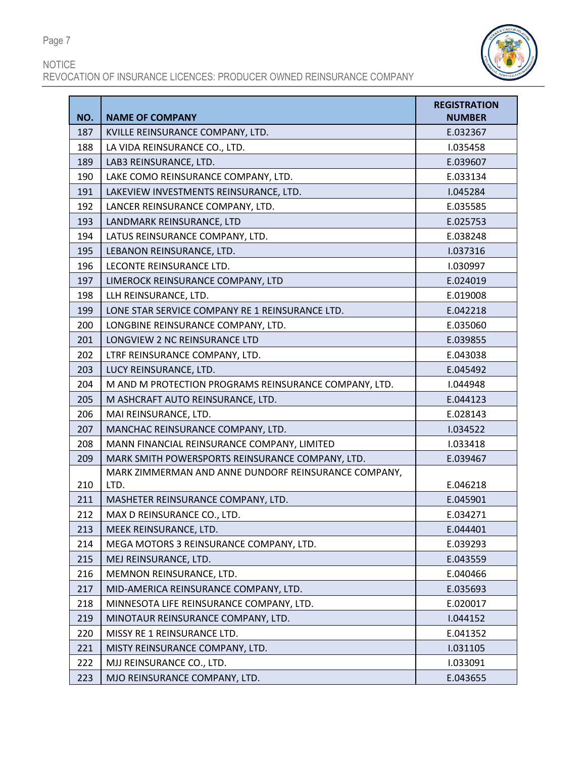| NO. | NAME OF COMPANY | REGISTRATION NUMBER |
|---|---|---|
| 187 | KVILLE REINSURANCE COMPANY, LTD. | E.032367 |
| 188 | LA VIDA REINSURANCE CO., LTD. | I.035458 |
| 189 | LAB3 REINSURANCE, LTD. | E.039607 |
| 190 | LAKE COMO REINSURANCE COMPANY, LTD. | E.033134 |
| 191 | LAKEVIEW INVESTMENTS REINSURANCE, LTD. | I.045284 |
| 192 | LANCER REINSURANCE COMPANY, LTD. | E.035585 |
| 193 | LANDMARK REINSURANCE, LTD | E.025753 |
| 194 | LATUS REINSURANCE COMPANY, LTD. | E.038248 |
| 195 | LEBANON REINSURANCE, LTD. | I.037316 |
| 196 | LECONTE REINSURANCE LTD. | I.030997 |
| 197 | LIMEROCK REINSURANCE COMPANY, LTD | E.024019 |
| 198 | LLH REINSURANCE, LTD. | E.019008 |
| 199 | LONE STAR SERVICE COMPANY RE 1 REINSURANCE LTD. | E.042218 |
| 200 | LONGBINE REINSURANCE COMPANY, LTD. | E.035060 |
| 201 | LONGVIEW 2 NC REINSURANCE LTD | E.039855 |
| 202 | LTRF REINSURANCE COMPANY, LTD. | E.043038 |
| 203 | LUCY REINSURANCE, LTD. | E.045492 |
| 204 | M AND M PROTECTION PROGRAMS REINSURANCE COMPANY, LTD. | I.044948 |
| 205 | M ASHCRAFT AUTO REINSURANCE, LTD. | E.044123 |
| 206 | MAI REINSURANCE, LTD. | E.028143 |
| 207 | MANCHAC REINSURANCE COMPANY, LTD. | I.034522 |
| 208 | MANN FINANCIAL REINSURANCE COMPANY, LIMITED | I.033418 |
| 209 | MARK SMITH POWERSPORTS REINSURANCE COMPANY, LTD. | E.039467 |
| 210 | MARK ZIMMERMAN AND ANNE DUNDORF REINSURANCE COMPANY, LTD. | E.046218 |
| 211 | MASHETER REINSURANCE COMPANY, LTD. | E.045901 |
| 212 | MAX D REINSURANCE CO., LTD. | E.034271 |
| 213 | MEEK REINSURANCE, LTD. | E.044401 |
| 214 | MEGA MOTORS 3 REINSURANCE COMPANY, LTD. | E.039293 |
| 215 | MEJ REINSURANCE, LTD. | E.043559 |
| 216 | MEMNON REINSURANCE, LTD. | E.040466 |
| 217 | MID-AMERICA REINSURANCE COMPANY, LTD. | E.035693 |
| 218 | MINNESOTA LIFE REINSURANCE COMPANY, LTD. | E.020017 |
| 219 | MINOTAUR REINSURANCE COMPANY, LTD. | I.044152 |
| 220 | MISSY RE 1 REINSURANCE LTD. | E.041352 |
| 221 | MISTY REINSURANCE COMPANY, LTD. | I.031105 |
| 222 | MJJ REINSURANCE CO., LTD. | I.033091 |
| 223 | MJO REINSURANCE COMPANY, LTD. | E.043655 |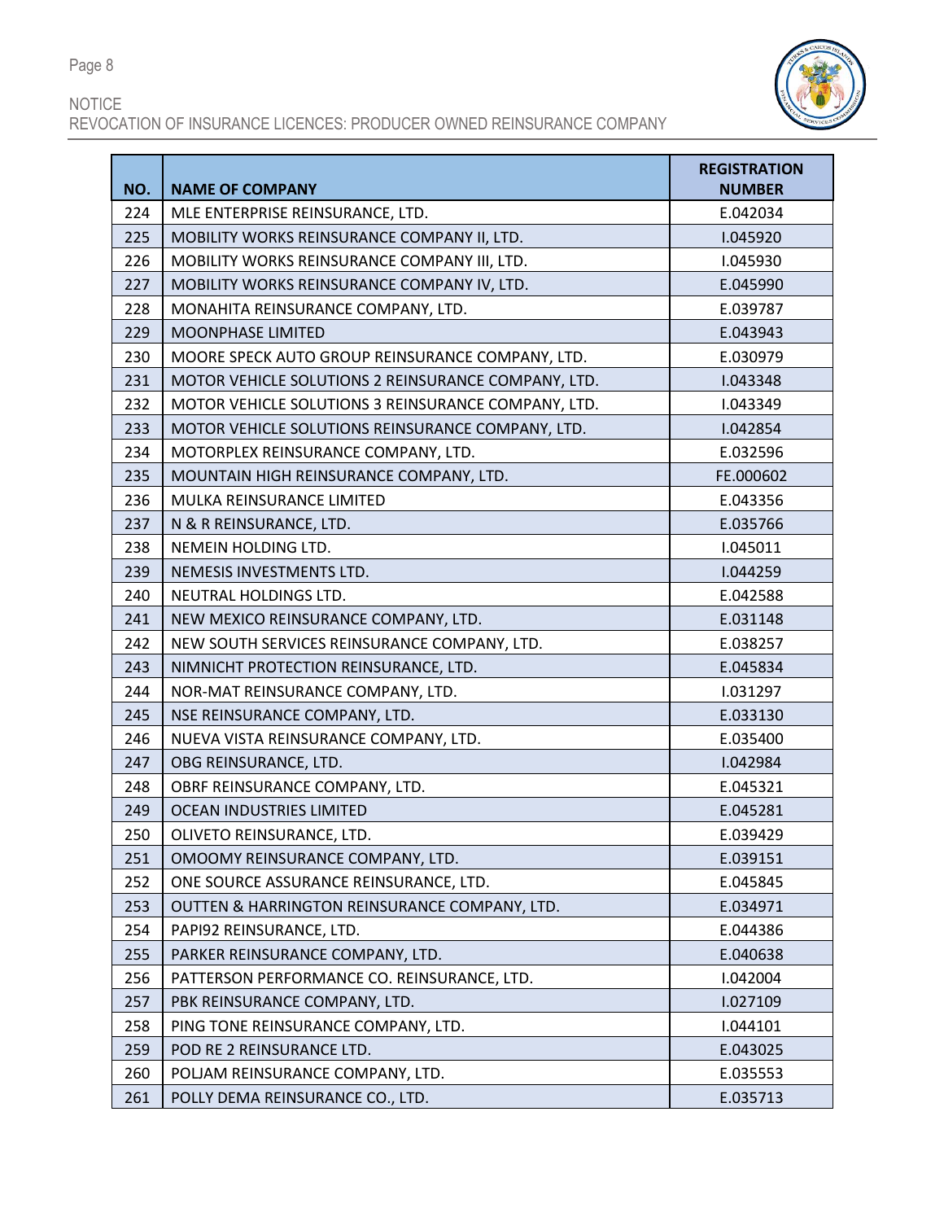| NO. | NAME OF COMPANY | REGISTRATION NUMBER |
|---|---|---|
| 224 | MLE ENTERPRISE REINSURANCE, LTD. | E.042034 |
| 225 | MOBILITY WORKS REINSURANCE COMPANY II, LTD. | I.045920 |
| 226 | MOBILITY WORKS REINSURANCE COMPANY III, LTD. | I.045930 |
| 227 | MOBILITY WORKS REINSURANCE COMPANY IV, LTD. | E.045990 |
| 228 | MONAHITA REINSURANCE COMPANY, LTD. | E.039787 |
| 229 | MOONPHASE LIMITED | E.043943 |
| 230 | MOORE SPECK AUTO GROUP REINSURANCE COMPANY, LTD. | E.030979 |
| 231 | MOTOR VEHICLE SOLUTIONS 2 REINSURANCE COMPANY, LTD. | I.043348 |
| 232 | MOTOR VEHICLE SOLUTIONS 3 REINSURANCE COMPANY, LTD. | I.043349 |
| 233 | MOTOR VEHICLE SOLUTIONS REINSURANCE COMPANY, LTD. | I.042854 |
| 234 | MOTORPLEX REINSURANCE COMPANY, LTD. | E.032596 |
| 235 | MOUNTAIN HIGH REINSURANCE COMPANY, LTD. | FE.000602 |
| 236 | MULKA REINSURANCE LIMITED | E.043356 |
| 237 | N & R REINSURANCE, LTD. | E.035766 |
| 238 | NEMEIN HOLDING LTD. | I.045011 |
| 239 | NEMESIS INVESTMENTS LTD. | I.044259 |
| 240 | NEUTRAL HOLDINGS LTD. | E.042588 |
| 241 | NEW MEXICO REINSURANCE COMPANY, LTD. | E.031148 |
| 242 | NEW SOUTH SERVICES REINSURANCE COMPANY, LTD. | E.038257 |
| 243 | NIMNICHT PROTECTION REINSURANCE, LTD. | E.045834 |
| 244 | NOR-MAT REINSURANCE COMPANY, LTD. | I.031297 |
| 245 | NSE REINSURANCE COMPANY, LTD. | E.033130 |
| 246 | NUEVA VISTA REINSURANCE COMPANY, LTD. | E.035400 |
| 247 | OBG REINSURANCE, LTD. | I.042984 |
| 248 | OBRF REINSURANCE COMPANY, LTD. | E.045321 |
| 249 | OCEAN INDUSTRIES LIMITED | E.045281 |
| 250 | OLIVETO REINSURANCE, LTD. | E.039429 |
| 251 | OMOOMY REINSURANCE COMPANY, LTD. | E.039151 |
| 252 | ONE SOURCE ASSURANCE REINSURANCE, LTD. | E.045845 |
| 253 | OUTTEN & HARRINGTON REINSURANCE COMPANY, LTD. | E.034971 |
| 254 | PAPI92 REINSURANCE, LTD. | E.044386 |
| 255 | PARKER REINSURANCE COMPANY, LTD. | E.040638 |
| 256 | PATTERSON PERFORMANCE CO. REINSURANCE, LTD. | I.042004 |
| 257 | PBK REINSURANCE COMPANY, LTD. | I.027109 |
| 258 | PING TONE REINSURANCE COMPANY, LTD. | I.044101 |
| 259 | POD RE 2 REINSURANCE LTD. | E.043025 |
| 260 | POLJAM REINSURANCE COMPANY, LTD. | E.035553 |
| 261 | POLLY DEMA REINSURANCE CO., LTD. | E.035713 |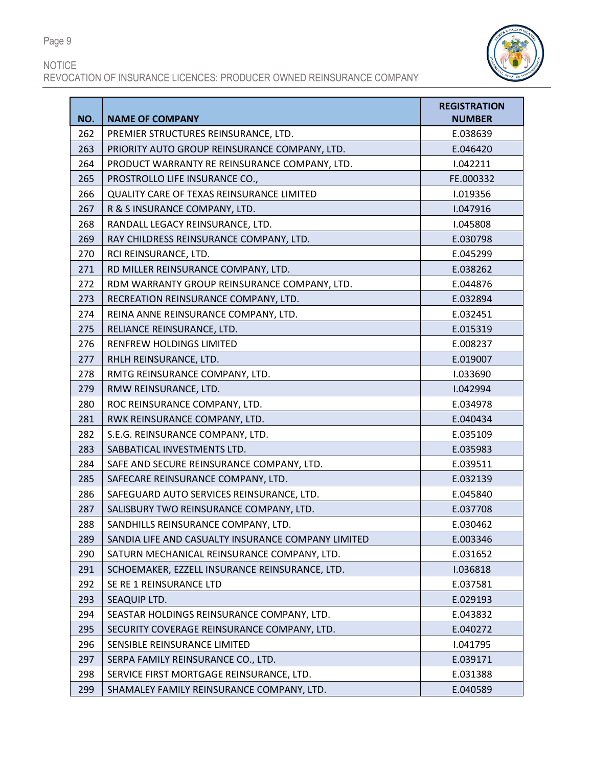NOTICE
REVOCATION OF INSURANCE LICENCES: PRODUCER OWNED REINSURANCE COMPANY

| NO. | NAME OF COMPANY | REGISTRATION NUMBER |
|---|---|---|
| 262 | PREMIER STRUCTURES REINSURANCE, LTD. | E.038639 |
| 263 | PRIORITY AUTO GROUP REINSURANCE COMPANY, LTD. | E.046420 |
| 264 | PRODUCT WARRANTY RE REINSURANCE COMPANY, LTD. | I.042211 |
| 265 | PROSTROLLO LIFE INSURANCE CO., | FE.000332 |
| 266 | QUALITY CARE OF TEXAS REINSURANCE LIMITED | I.019356 |
| 267 | R & S INSURANCE COMPANY, LTD. | I.047916 |
| 268 | RANDALL LEGACY REINSURANCE, LTD. | I.045808 |
| 269 | RAY CHILDRESS REINSURANCE COMPANY, LTD. | E.030798 |
| 270 | RCI REINSURANCE, LTD. | E.045299 |
| 271 | RD MILLER REINSURANCE COMPANY, LTD. | E.038262 |
| 272 | RDM WARRANTY GROUP REINSURANCE COMPANY, LTD. | E.044876 |
| 273 | RECREATION REINSURANCE COMPANY, LTD. | E.032894 |
| 274 | REINA ANNE REINSURANCE COMPANY, LTD. | E.032451 |
| 275 | RELIANCE REINSURANCE, LTD. | E.015319 |
| 276 | RENFREW HOLDINGS LIMITED | E.008237 |
| 277 | RHLH REINSURANCE, LTD. | E.019007 |
| 278 | RMTG REINSURANCE COMPANY, LTD. | I.033690 |
| 279 | RMW REINSURANCE, LTD. | I.042994 |
| 280 | ROC REINSURANCE COMPANY, LTD. | E.034978 |
| 281 | RWK REINSURANCE COMPANY, LTD. | E.040434 |
| 282 | S.E.G. REINSURANCE COMPANY, LTD. | E.035109 |
| 283 | SABBATICAL INVESTMENTS LTD. | E.035983 |
| 284 | SAFE AND SECURE REINSURANCE COMPANY, LTD. | E.039511 |
| 285 | SAFECARE REINSURANCE COMPANY, LTD. | E.032139 |
| 286 | SAFEGUARD AUTO SERVICES REINSURANCE, LTD. | E.045840 |
| 287 | SALISBURY TWO REINSURANCE COMPANY, LTD. | E.037708 |
| 288 | SANDHILLS REINSURANCE COMPANY, LTD. | E.030462 |
| 289 | SANDIA LIFE AND CASUALTY INSURANCE COMPANY LIMITED | E.003346 |
| 290 | SATURN MECHANICAL REINSURANCE COMPANY, LTD. | E.031652 |
| 291 | SCHOEMAKER, EZZELL INSURANCE REINSURANCE, LTD. | I.036818 |
| 292 | SE RE 1 REINSURANCE LTD | E.037581 |
| 293 | SEAQUIP LTD. | E.029193 |
| 294 | SEASTAR HOLDINGS REINSURANCE COMPANY, LTD. | E.043832 |
| 295 | SECURITY COVERAGE REINSURANCE COMPANY, LTD. | E.040272 |
| 296 | SENSIBLE REINSURANCE LIMITED | I.041795 |
| 297 | SERPA FAMILY REINSURANCE CO., LTD. | E.039171 |
| 298 | SERVICE FIRST MORTGAGE REINSURANCE, LTD. | E.031388 |
| 299 | SHAMALEY FAMILY REINSURANCE COMPANY, LTD. | E.040589 |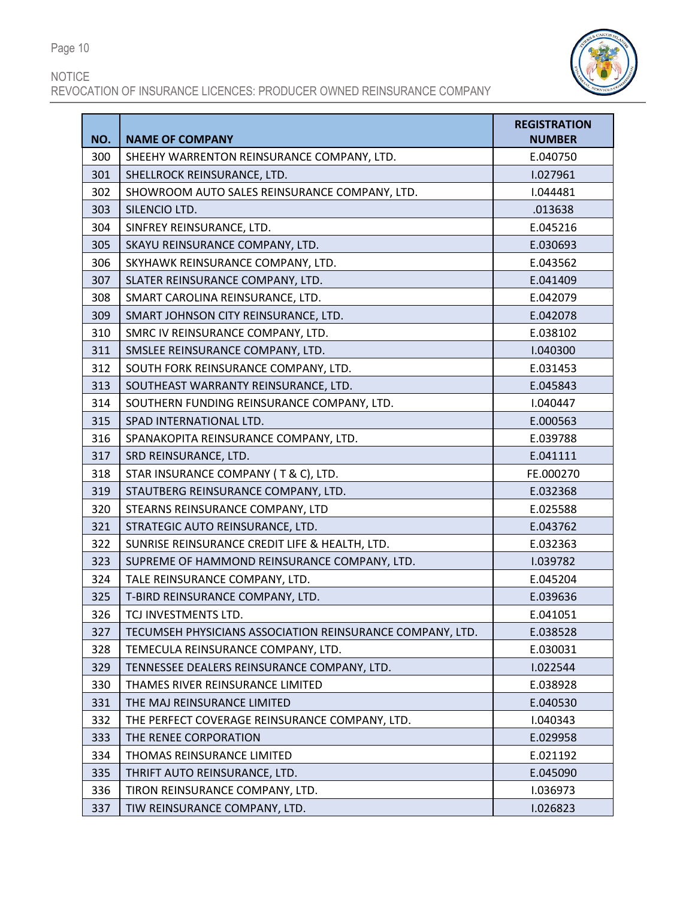NOTICE
REVOCATION OF INSURANCE LICENCES: PRODUCER OWNED REINSURANCE COMPANY

| NO. | NAME OF COMPANY | REGISTRATION NUMBER |
|---|---|---|
| 300 | SHEEHY WARRENTON REINSURANCE COMPANY, LTD. | E.040750 |
| 301 | SHELLROCK REINSURANCE, LTD. | I.027961 |
| 302 | SHOWROOM AUTO SALES REINSURANCE COMPANY, LTD. | I.044481 |
| 303 | SILENCIO LTD. | .013638 |
| 304 | SINFREY REINSURANCE, LTD. | E.045216 |
| 305 | SKAYU REINSURANCE COMPANY, LTD. | E.030693 |
| 306 | SKYHAWK REINSURANCE COMPANY, LTD. | E.043562 |
| 307 | SLATER REINSURANCE COMPANY, LTD. | E.041409 |
| 308 | SMART CAROLINA REINSURANCE, LTD. | E.042079 |
| 309 | SMART JOHNSON CITY REINSURANCE, LTD. | E.042078 |
| 310 | SMRC IV REINSURANCE COMPANY, LTD. | E.038102 |
| 311 | SMSLEE REINSURANCE COMPANY, LTD. | I.040300 |
| 312 | SOUTH FORK REINSURANCE COMPANY, LTD. | E.031453 |
| 313 | SOUTHEAST WARRANTY REINSURANCE, LTD. | E.045843 |
| 314 | SOUTHERN FUNDING REINSURANCE COMPANY, LTD. | I.040447 |
| 315 | SPAD INTERNATIONAL LTD. | E.000563 |
| 316 | SPANAKOPITA REINSURANCE COMPANY, LTD. | E.039788 |
| 317 | SRD REINSURANCE, LTD. | E.041111 |
| 318 | STAR INSURANCE COMPANY ( T & C), LTD. | FE.000270 |
| 319 | STAUTBERG REINSURANCE COMPANY, LTD. | E.032368 |
| 320 | STEARNS REINSURANCE COMPANY, LTD | E.025588 |
| 321 | STRATEGIC AUTO REINSURANCE, LTD. | E.043762 |
| 322 | SUNRISE REINSURANCE CREDIT LIFE & HEALTH, LTD. | E.032363 |
| 323 | SUPREME OF HAMMOND REINSURANCE COMPANY, LTD. | I.039782 |
| 324 | TALE REINSURANCE COMPANY, LTD. | E.045204 |
| 325 | T-BIRD REINSURANCE COMPANY, LTD. | E.039636 |
| 326 | TCJ INVESTMENTS LTD. | E.041051 |
| 327 | TECUMSEH PHYSICIANS ASSOCIATION REINSURANCE COMPANY, LTD. | E.038528 |
| 328 | TEMECULA REINSURANCE COMPANY, LTD. | E.030031 |
| 329 | TENNESSEE DEALERS REINSURANCE COMPANY, LTD. | I.022544 |
| 330 | THAMES RIVER REINSURANCE LIMITED | E.038928 |
| 331 | THE MAJ REINSURANCE LIMITED | E.040530 |
| 332 | THE PERFECT COVERAGE REINSURANCE COMPANY, LTD. | I.040343 |
| 333 | THE RENEE CORPORATION | E.029958 |
| 334 | THOMAS REINSURANCE LIMITED | E.021192 |
| 335 | THRIFT AUTO REINSURANCE, LTD. | E.045090 |
| 336 | TIRON REINSURANCE COMPANY, LTD. | I.036973 |
| 337 | TIW REINSURANCE COMPANY, LTD. | I.026823 |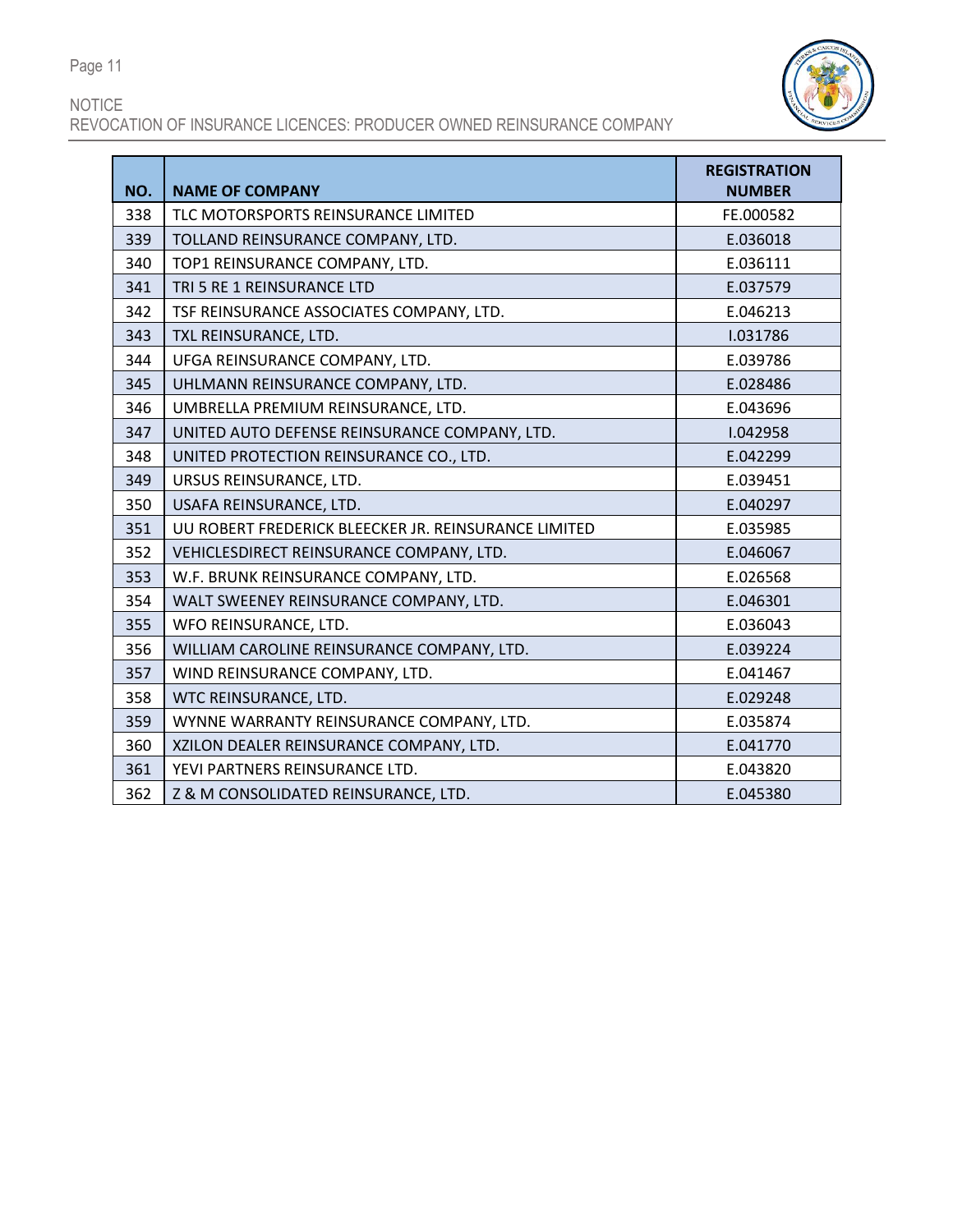| NO. | NAME OF COMPANY | REGISTRATION NUMBER |
|---|---|---|
| 338 | TLC MOTORSPORTS REINSURANCE LIMITED | FE.000582 |
| 339 | TOLLAND REINSURANCE COMPANY, LTD. | E.036018 |
| 340 | TOP1 REINSURANCE COMPANY, LTD. | E.036111 |
| 341 | TRI 5 RE 1 REINSURANCE LTD | E.037579 |
| 342 | TSF REINSURANCE ASSOCIATES COMPANY, LTD. | E.046213 |
| 343 | TXL REINSURANCE, LTD. | I.031786 |
| 344 | UFGA REINSURANCE COMPANY, LTD. | E.039786 |
| 345 | UHLMANN REINSURANCE COMPANY, LTD. | E.028486 |
| 346 | UMBRELLA PREMIUM REINSURANCE, LTD. | E.043696 |
| 347 | UNITED AUTO DEFENSE REINSURANCE COMPANY, LTD. | I.042958 |
| 348 | UNITED PROTECTION REINSURANCE CO., LTD. | E.042299 |
| 349 | URSUS REINSURANCE, LTD. | E.039451 |
| 350 | USAFA REINSURANCE, LTD. | E.040297 |
| 351 | UU ROBERT FREDERICK BLEECKER JR. REINSURANCE LIMITED | E.035985 |
| 352 | VEHICLESDIRECT REINSURANCE COMPANY, LTD. | E.046067 |
| 353 | W.F. BRUNK REINSURANCE COMPANY, LTD. | E.026568 |
| 354 | WALT SWEENEY REINSURANCE COMPANY, LTD. | E.046301 |
| 355 | WFO REINSURANCE, LTD. | E.036043 |
| 356 | WILLIAM CAROLINE REINSURANCE COMPANY, LTD. | E.039224 |
| 357 | WIND REINSURANCE COMPANY, LTD. | E.041467 |
| 358 | WTC REINSURANCE, LTD. | E.029248 |
| 359 | WYNNE WARRANTY REINSURANCE COMPANY, LTD. | E.035874 |
| 360 | XZILON DEALER REINSURANCE COMPANY, LTD. | E.041770 |
| 361 | YEVI PARTNERS REINSURANCE LTD. | E.043820 |
| 362 | Z & M CONSOLIDATED REINSURANCE, LTD. | E.045380 |